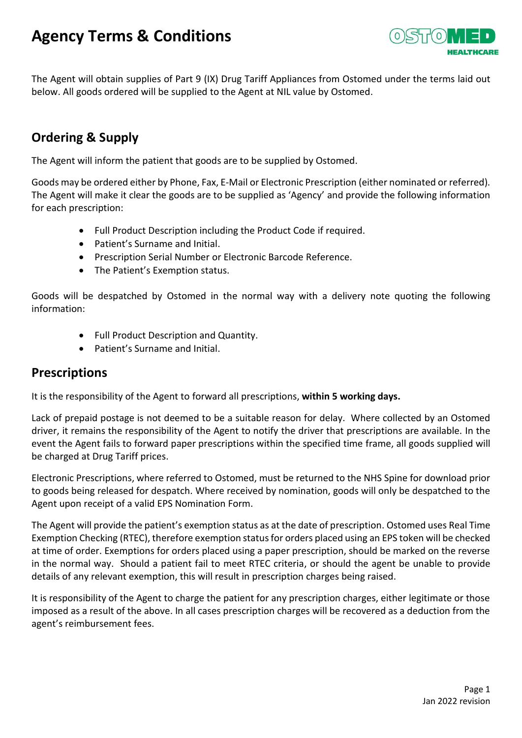# Agency Terms & Conditions

The Agent will obtain supplies of Part 9 (IX) Drug Tariff Appliances from Ostomed under the terms laid out below. All goods ordered will be supplied to the Agent at NIL value by Ostomed.

## Ordering & Supply

The Agent will inform the patient that goods are to be supplied by Ostomed.

Goods may be ordered either by Phone, Fax, E-Mail or Electronic Prescription (either nominated or referred). The Agent will make it clear the goods are to be supplied as 'Agency' and provide the following information for each prescription:

- Full Product Description including the Product Code if required.
- Patient's Surname and Initial.
- Prescription Serial Number or Electronic Barcode Reference.
- The Patient's Exemption status.

Goods will be despatched by Ostomed in the normal way with a delivery note quoting the following information:

- Full Product Description and Quantity.
- Patient's Surname and Initial.

## Prescriptions

It is the responsibility of the Agent to forward all prescriptions, **within 5 working days.**

Lack of prepaid postage is not deemed to be a suitable reason for delay. Where collected by an Ostomed driver, it remains the responsibility of the Agent to notify the driver that prescriptions are available. In the event the Agent fails to forward paper prescriptions within the specified time frame, all goods supplied will be charged at Drug Tariff prices.

Electronic Prescriptions, where referred to Ostomed, must be returned to the NHS Spine for download prior to goods being released for despatch. Where received by nomination, goods will only be despatched to the Agent upon receipt of a valid EPS Nomination Form.

The Agent will provide the patient's exemption status as at the date of prescription. Ostomed uses Real Time Exemption Checking (RTEC), therefore exemption status for orders placed using an EPS token will be checked at time of order. Exemptions for orders placed using a paper prescription, should be marked on the reverse in the normal way. Should a patient fail to meet RTEC criteria, or should the agent be unable to provide details of any relevant exemption, this will result in prescription charges being raised.

It is responsibility of the Agent to charge the patient for any prescription charges, either legitimate or those imposed as a result of the above. In all cases prescription charges will be recovered as a deduction from the agent's reimbursement fees.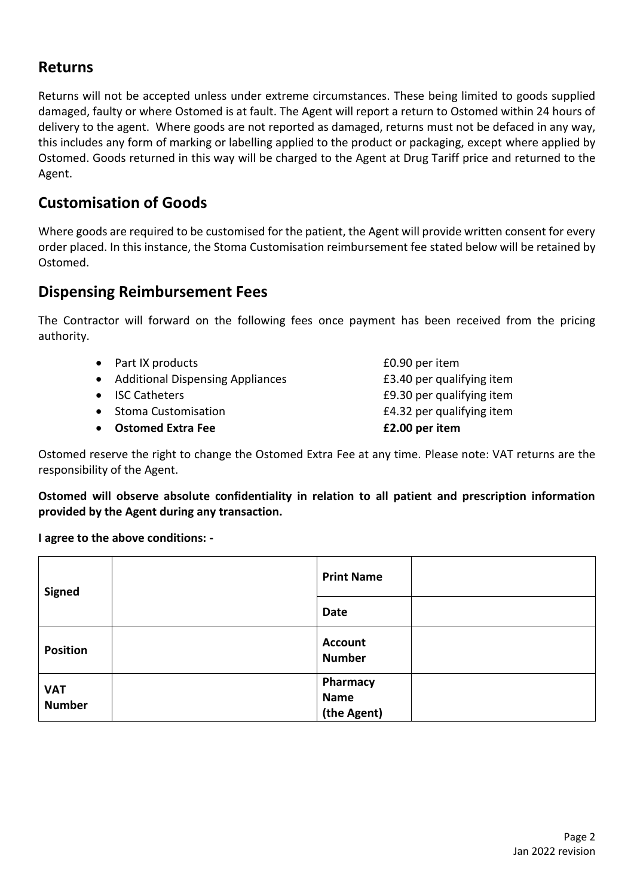## Returns

Returns will not be accepted unless under extreme circumstances. These being limited to goods supplied damaged, faulty or where Ostomed is at fault. The Agent will report a return to Ostomed within 24 hours of delivery to the agent. Where goods are not reported as damaged, returns must not be defaced in any way, this includes any form of marking or labelling applied to the product or packaging, except where applied by Ostomed. Goods returned in this way will be charged to the Agent at Drug Tariff price and returned to the Agent.

## Customisation of Goods

Where goods are required to be customised for the patient, the Agent will provide written consent for every order placed. In this instance, the Stoma Customisation reimbursement fee stated below will be retained by Ostomed.

## Dispensing Reimbursement Fees

The Contractor will forward on the following fees once payment has been received from the pricing authority.

- Part IX products — £0.90 per item
- Additional Dispensing Appliances — £3.40 per qualifying item
- ISC Catheters — £9.30 per qualifying item
- Stoma Customisation — £4.32 per qualifying item
- **Ostomed Extra Fee — £2.00 per item**

Ostomed reserve the right to change the Ostomed Extra Fee at any time. Please note: VAT returns are the responsibility of the Agent.

**Ostomed will observe absolute confidentiality in relation to all patient and prescription information provided by the Agent during any transaction.**

**I agree to the above conditions: -**

| | | | |
|---|---|---|---|
| **Signed** | | **Print Name** | |
| | | **Date** | |
| **Position** | | **Account Number** | |
| **VAT Number** | | **Pharmacy Name (the Agent)** | |

Jan 2022 revision